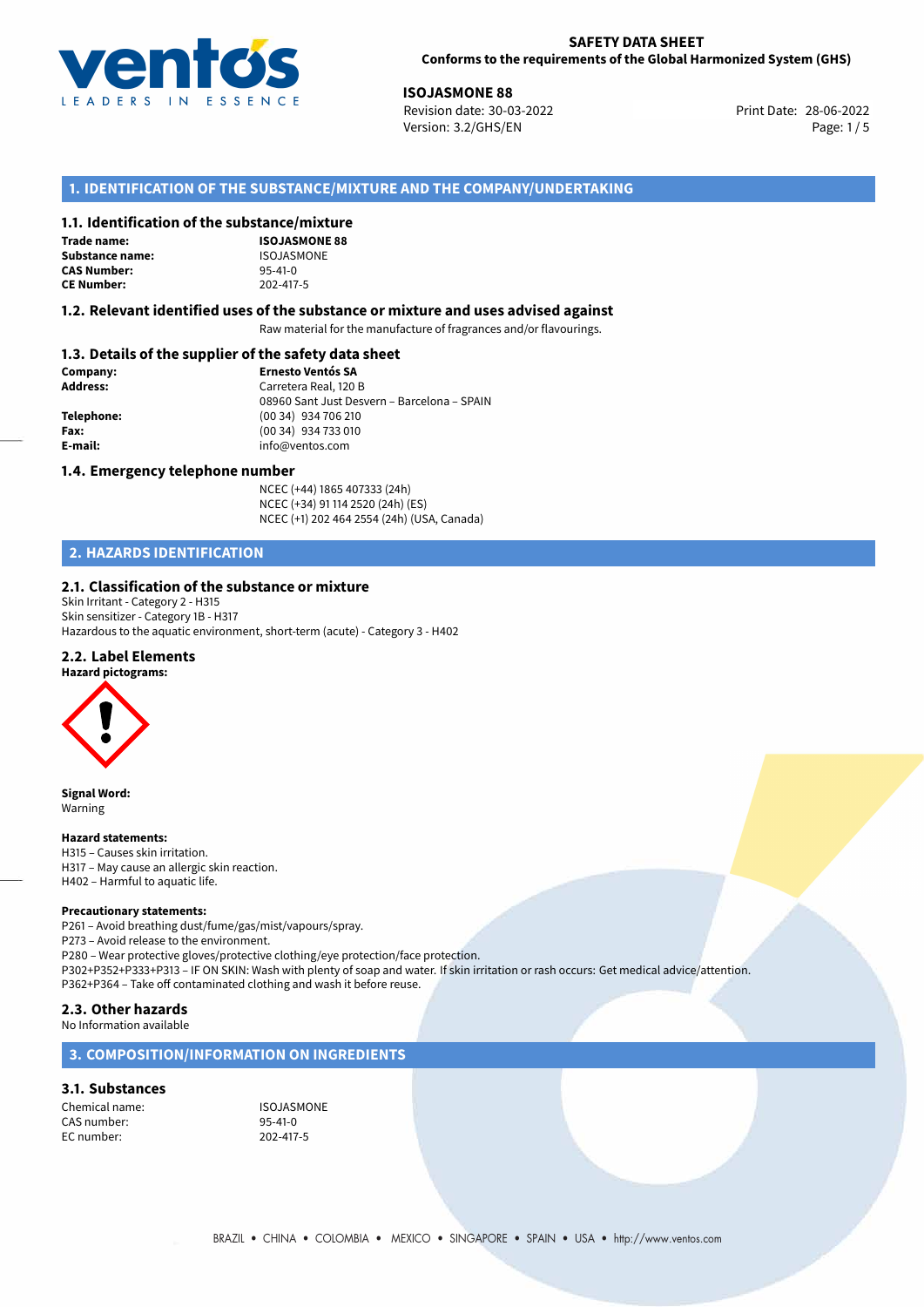**SAFETY DATA SHEET**
**Conforms to the requirements of the Global Harmonized System (GHS)**

**ISOJASMONE 88**
Revision date: 30-03-2022
Version: 3.2/GHS/EN
Print Date: 28-06-2022

## 1. IDENTIFICATION OF THE SUBSTANCE/MIXTURE AND THE COMPANY/UNDERTAKING

### 1.1. Identification of the substance/mixture

**Trade name:** **ISOJASMONE 88**
**Substance name:** ISOJASMONE
**CAS Number:** 95-41-0
**CE Number:** 202-417-5

### 1.2. Relevant identified uses of the substance or mixture and uses advised against

Raw material for the manufacture of fragrances and/or flavourings.

### 1.3. Details of the supplier of the safety data sheet

**Company:** **Ernesto Ventós SA**
**Address:** Carretera Real, 120 B
08960 Sant Just Desvern – Barcelona – SPAIN
**Telephone:** (00 34) 934 706 210
**Fax:** (00 34) 934 733 010
**E-mail:** info@ventos.com

### 1.4. Emergency telephone number

NCEC (+44) 1865 407333 (24h)
NCEC (+34) 91 114 2520 (24h) (ES)
NCEC (+1) 202 464 2554 (24h) (USA, Canada)

## 2. HAZARDS IDENTIFICATION

### 2.1. Classification of the substance or mixture

Skin Irritant - Category 2 - H315
Skin sensitizer - Category 1B - H317
Hazardous to the aquatic environment, short-term (acute) - Category 3 - H402

### 2.2. Label Elements

**Hazard pictograms:**

**Signal Word:**
Warning

**Hazard statements:**
H315 – Causes skin irritation.
H317 – May cause an allergic skin reaction.
H402 – Harmful to aquatic life.

**Precautionary statements:**
P261 – Avoid breathing dust/fume/gas/mist/vapours/spray.
P273 – Avoid release to the environment.
P280 – Wear protective gloves/protective clothing/eye protection/face protection.
P302+P352+P333+P313 – IF ON SKIN: Wash with plenty of soap and water. If skin irritation or rash occurs: Get medical advice/attention.
P362+P364 – Take off contaminated clothing and wash it before reuse.

### 2.3. Other hazards

No Information available

## 3. COMPOSITION/INFORMATION ON INGREDIENTS

### 3.1. Substances

Chemical name: ISOJASMONE
CAS number: 95-41-0
EC number: 202-417-5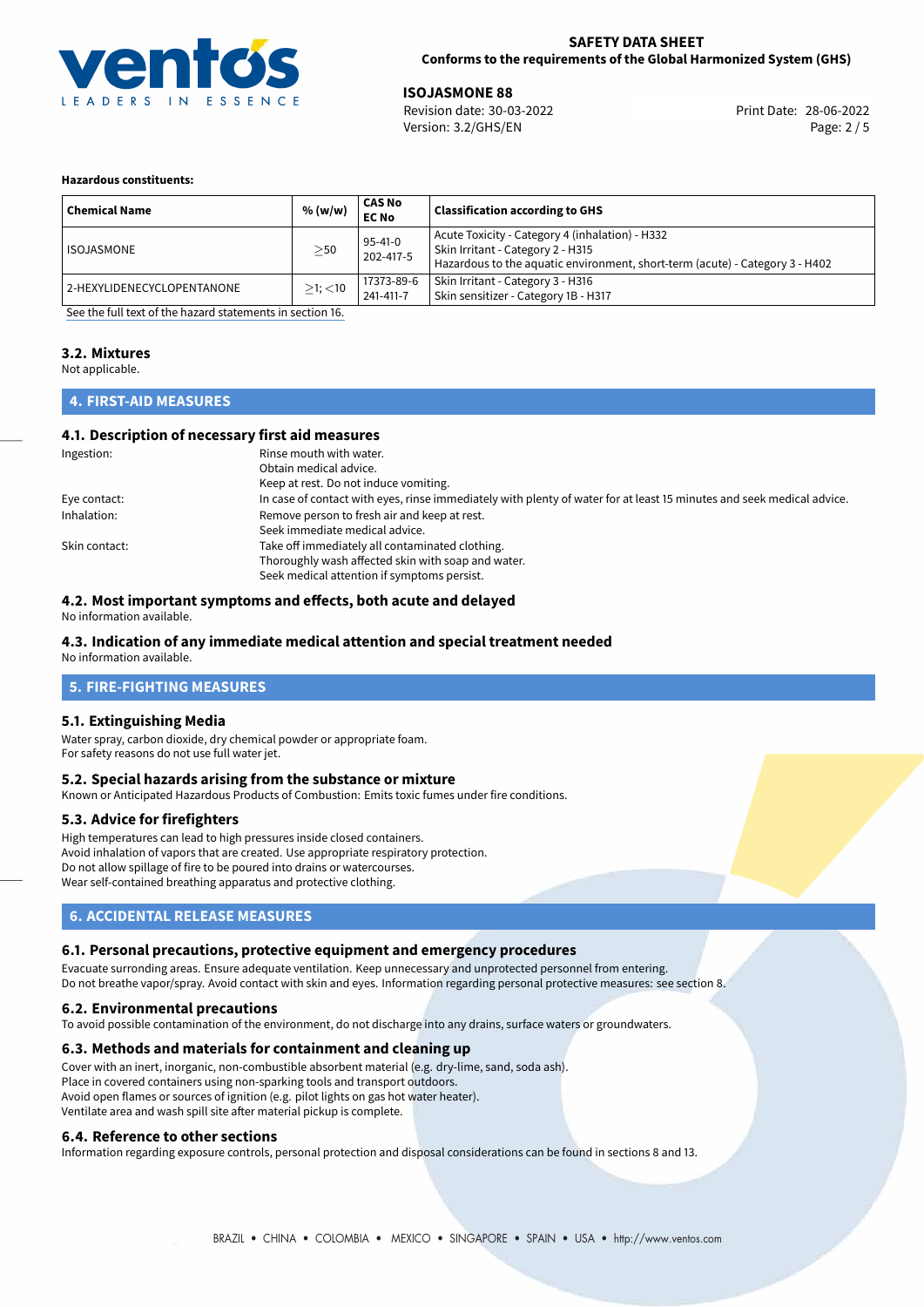**Hazardous constituents:**

| Chemical Name | % (w/w) | CAS No<br>EC No | Classification according to GHS |
|---|---|---|---|
| ISOJASMONE | ≥50 | 95-41-0<br>202-417-5 | Acute Toxicity - Category 4 (inhalation) - H332<br>Skin Irritant - Category 2 - H315<br>Hazardous to the aquatic environment, short-term (acute) - Category 3 - H402 |
| 2-HEXYLIDENECYCLOPENTANONE | ≥1; <10 | 17373-89-6<br>241-411-7 | Skin Irritant - Category 3 - H316<br>Skin sensitizer - Category 1B - H317 |

See the full text of the hazard statements in section 16.

### 3.2. Mixtures

Not applicable.

## 4. FIRST-AID MEASURES

### 4.1. Description of necessary first aid measures

Ingestion: Rinse mouth with water.
Obtain medical advice.
Keep at rest. Do not induce vomiting.

Eye contact: In case of contact with eyes, rinse immediately with plenty of water for at least 15 minutes and seek medical advice.

Inhalation: Remove person to fresh air and keep at rest.
Seek immediate medical advice.

Skin contact: Take off immediately all contaminated clothing.
Thoroughly wash affected skin with soap and water.
Seek medical attention if symptoms persist.

### 4.2. Most important symptoms and effects, both acute and delayed

No information available.

### 4.3. Indication of any immediate medical attention and special treatment needed

No information available.

## 5. FIRE-FIGHTING MEASURES

### 5.1. Extinguishing Media

Water spray, carbon dioxide, dry chemical powder or appropriate foam.
For safety reasons do not use full water jet.

### 5.2. Special hazards arising from the substance or mixture

Known or Anticipated Hazardous Products of Combustion: Emits toxic fumes under fire conditions.

### 5.3. Advice for firefighters

High temperatures can lead to high pressures inside closed containers.
Avoid inhalation of vapors that are created. Use appropriate respiratory protection.
Do not allow spillage of fire to be poured into drains or watercourses.
Wear self-contained breathing apparatus and protective clothing.

## 6. ACCIDENTAL RELEASE MEASURES

### 6.1. Personal precautions, protective equipment and emergency procedures

Evacuate surronding areas. Ensure adequate ventilation. Keep unnecessary and unprotected personnel from entering.
Do not breathe vapor/spray. Avoid contact with skin and eyes. Information regarding personal protective measures: see section 8.

### 6.2. Environmental precautions

To avoid possible contamination of the environment, do not discharge into any drains, surface waters or groundwaters.

### 6.3. Methods and materials for containment and cleaning up

Cover with an inert, inorganic, non-combustible absorbent material (e.g. dry-lime, sand, soda ash).
Place in covered containers using non-sparking tools and transport outdoors.
Avoid open flames or sources of ignition (e.g. pilot lights on gas hot water heater).
Ventilate area and wash spill site after material pickup is complete.

### 6.4. Reference to other sections

Information regarding exposure controls, personal protection and disposal considerations can be found in sections 8 and 13.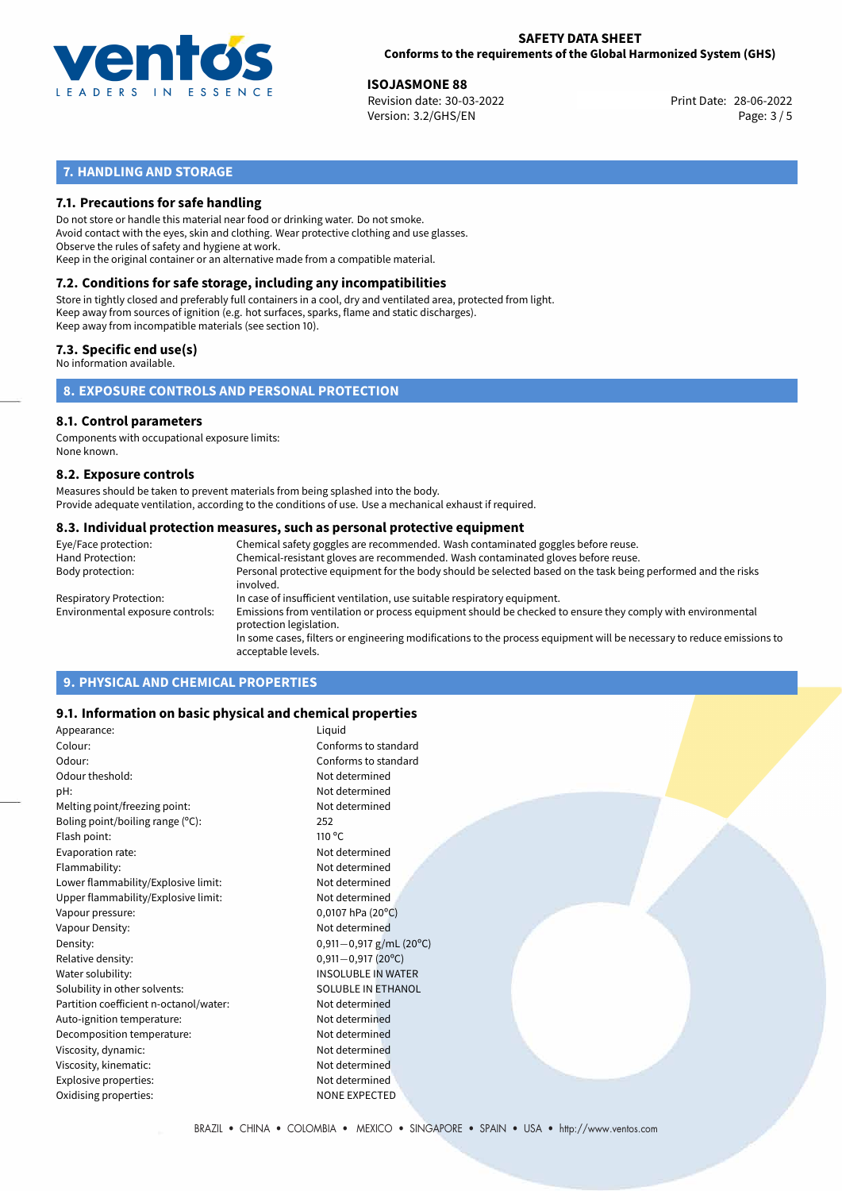## 7. HANDLING AND STORAGE

### 7.1. Precautions for safe handling

Do not store or handle this material near food or drinking water. Do not smoke.
Avoid contact with the eyes, skin and clothing. Wear protective clothing and use glasses.
Observe the rules of safety and hygiene at work.
Keep in the original container or an alternative made from a compatible material.

### 7.2. Conditions for safe storage, including any incompatibilities

Store in tightly closed and preferably full containers in a cool, dry and ventilated area, protected from light.
Keep away from sources of ignition (e.g. hot surfaces, sparks, flame and static discharges).
Keep away from incompatible materials (see section 10).

### 7.3. Specific end use(s)

No information available.

## 8. EXPOSURE CONTROLS AND PERSONAL PROTECTION

### 8.1. Control parameters

Components with occupational exposure limits:
None known.

### 8.2. Exposure controls

Measures should be taken to prevent materials from being splashed into the body.
Provide adequate ventilation, according to the conditions of use. Use a mechanical exhaust if required.

### 8.3. Individual protection measures, such as personal protective equipment

| | |
|---|---|
| Eye/Face protection: | Chemical safety goggles are recommended. Wash contaminated goggles before reuse. |
| Hand Protection: | Chemical-resistant gloves are recommended. Wash contaminated gloves before reuse. |
| Body protection: | Personal protective equipment for the body should be selected based on the task being performed and the risks involved. |
| Respiratory Protection: | In case of insufficient ventilation, use suitable respiratory equipment. |
| Environmental exposure controls: | Emissions from ventilation or process equipment should be checked to ensure they comply with environmental protection legislation. In some cases, filters or engineering modifications to the process equipment will be necessary to reduce emissions to acceptable levels. |

## 9. PHYSICAL AND CHEMICAL PROPERTIES

### 9.1. Information on basic physical and chemical properties

| | |
|---|---|
| Appearance: | Liquid |
| Colour: | Conforms to standard |
| Odour: | Conforms to standard |
| Odour theshold: | Not determined |
| pH: | Not determined |
| Melting point/freezing point: | Not determined |
| Boling point/boiling range (°C): | 252 |
| Flash point: | 110 °C |
| Evaporation rate: | Not determined |
| Flammability: | Not determined |
| Lower flammability/Explosive limit: | Not determined |
| Upper flammability/Explosive limit: | Not determined |
| Vapour pressure: | 0,0107 hPa (20°C) |
| Vapour Density: | Not determined |
| Density: | 0,911—0,917 g/mL (20°C) |
| Relative density: | 0,911—0,917 (20°C) |
| Water solubility: | INSOLUBLE IN WATER |
| Solubility in other solvents: | SOLUBLE IN ETHANOL |
| Partition coefficient n-octanol/water: | Not determined |
| Auto-ignition temperature: | Not determined |
| Decomposition temperature: | Not determined |
| Viscosity, dynamic: | Not determined |
| Viscosity, kinematic: | Not determined |
| Explosive properties: | Not determined |
| Oxidising properties: | NONE EXPECTED |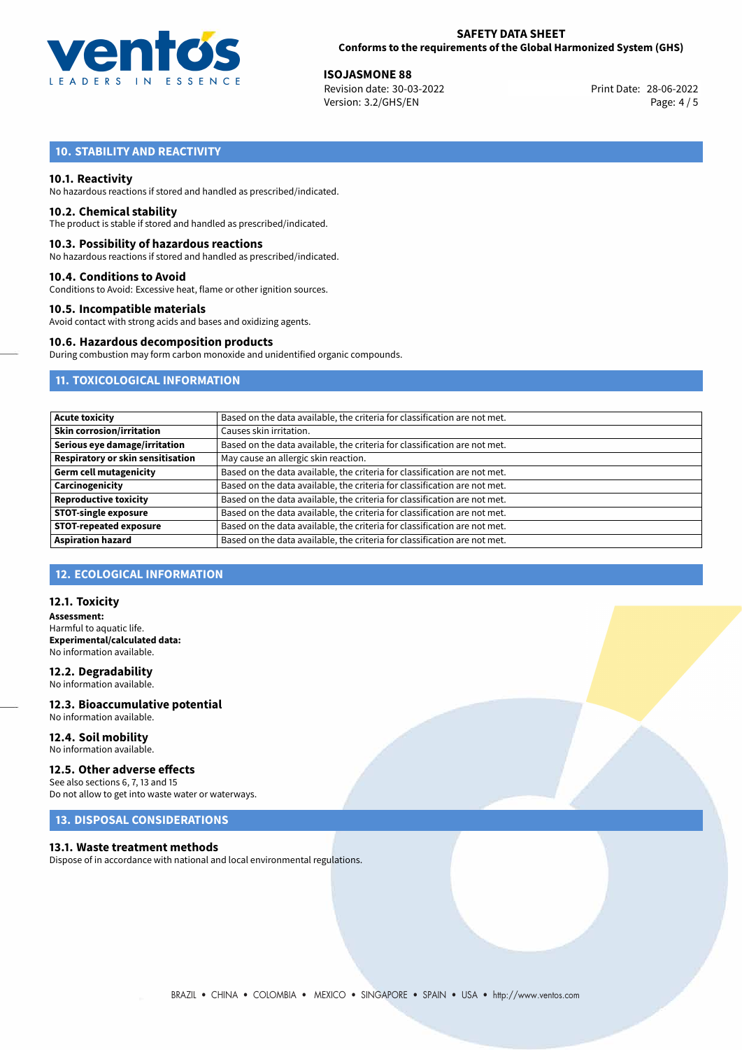## 10. STABILITY AND REACTIVITY

### 10.1. Reactivity
No hazardous reactions if stored and handled as prescribed/indicated.

### 10.2. Chemical stability
The product is stable if stored and handled as prescribed/indicated.

### 10.3. Possibility of hazardous reactions
No hazardous reactions if stored and handled as prescribed/indicated.

### 10.4. Conditions to Avoid
Conditions to Avoid: Excessive heat, flame or other ignition sources.

### 10.5. Incompatible materials
Avoid contact with strong acids and bases and oxidizing agents.

### 10.6. Hazardous decomposition products
During combustion may form carbon monoxide and unidentified organic compounds.

## 11. TOXICOLOGICAL INFORMATION

| | |
|---|---|
| **Acute toxicity** | Based on the data available, the criteria for classification are not met. |
| **Skin corrosion/irritation** | Causes skin irritation. |
| **Serious eye damage/irritation** | Based on the data available, the criteria for classification are not met. |
| **Respiratory or skin sensitisation** | May cause an allergic skin reaction. |
| **Germ cell mutagenicity** | Based on the data available, the criteria for classification are not met. |
| **Carcinogenicity** | Based on the data available, the criteria for classification are not met. |
| **Reproductive toxicity** | Based on the data available, the criteria for classification are not met. |
| **STOT-single exposure** | Based on the data available, the criteria for classification are not met. |
| **STOT-repeated exposure** | Based on the data available, the criteria for classification are not met. |
| **Aspiration hazard** | Based on the data available, the criteria for classification are not met. |

## 12. ECOLOGICAL INFORMATION

### 12.1. Toxicity
**Assessment:**
Harmful to aquatic life.
**Experimental/calculated data:**
No information available.

### 12.2. Degradability
No information available.

### 12.3. Bioaccumulative potential
No information available.

### 12.4. Soil mobility
No information available.

### 12.5. Other adverse effects
See also sections 6, 7, 13 and 15
Do not allow to get into waste water or waterways.

## 13. DISPOSAL CONSIDERATIONS

### 13.1. Waste treatment methods
Dispose of in accordance with national and local environmental regulations.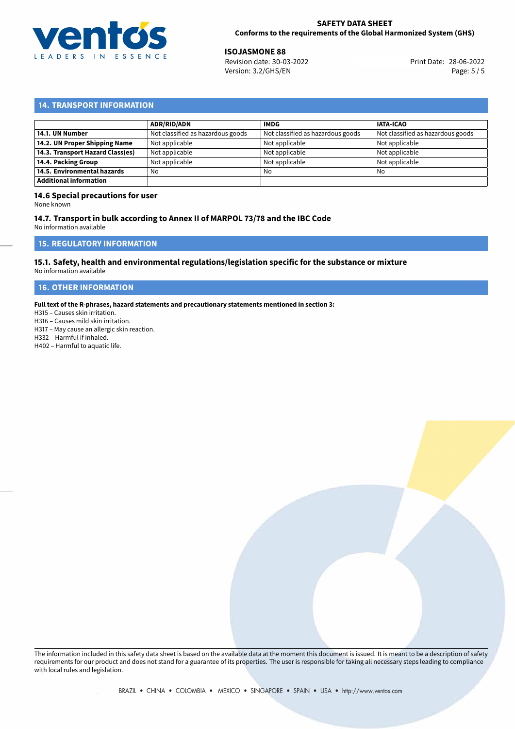## 14. TRANSPORT INFORMATION

| | ADR/RID/ADN | IMDG | IATA-ICAO |
|---|---|---|---|
| **14.1. UN Number** | Not classified as hazardous goods | Not classified as hazardous goods | Not classified as hazardous goods |
| **14.2. UN Proper Shipping Name** | Not applicable | Not applicable | Not applicable |
| **14.3. Transport Hazard Class(es)** | Not applicable | Not applicable | Not applicable |
| **14.4. Packing Group** | Not applicable | Not applicable | Not applicable |
| **14.5. Environmental hazards** | No | No | No |
| **Additional information** | | | |

### 14.6 Special precautions for user

None known

### 14.7. Transport in bulk according to Annex II of MARPOL 73/78 and the IBC Code

No information available

## 15. REGULATORY INFORMATION

### 15.1. Safety, health and environmental regulations/legislation specific for the substance or mixture

No information available

## 16. OTHER INFORMATION

**Full text of the R-phrases, hazard statements and precautionary statements mentioned in section 3:**

H315 – Causes skin irritation.
H316 – Causes mild skin irritation.
H317 – May cause an allergic skin reaction.
H332 – Harmful if inhaled.
H402 – Harmful to aquatic life.

The information included in this safety data sheet is based on the available data at the moment this document is issued. It is meant to be a description of safety requirements for our product and does not stand for a guarantee of its properties. The user is responsible for taking all necessary steps leading to compliance with local rules and legislation.